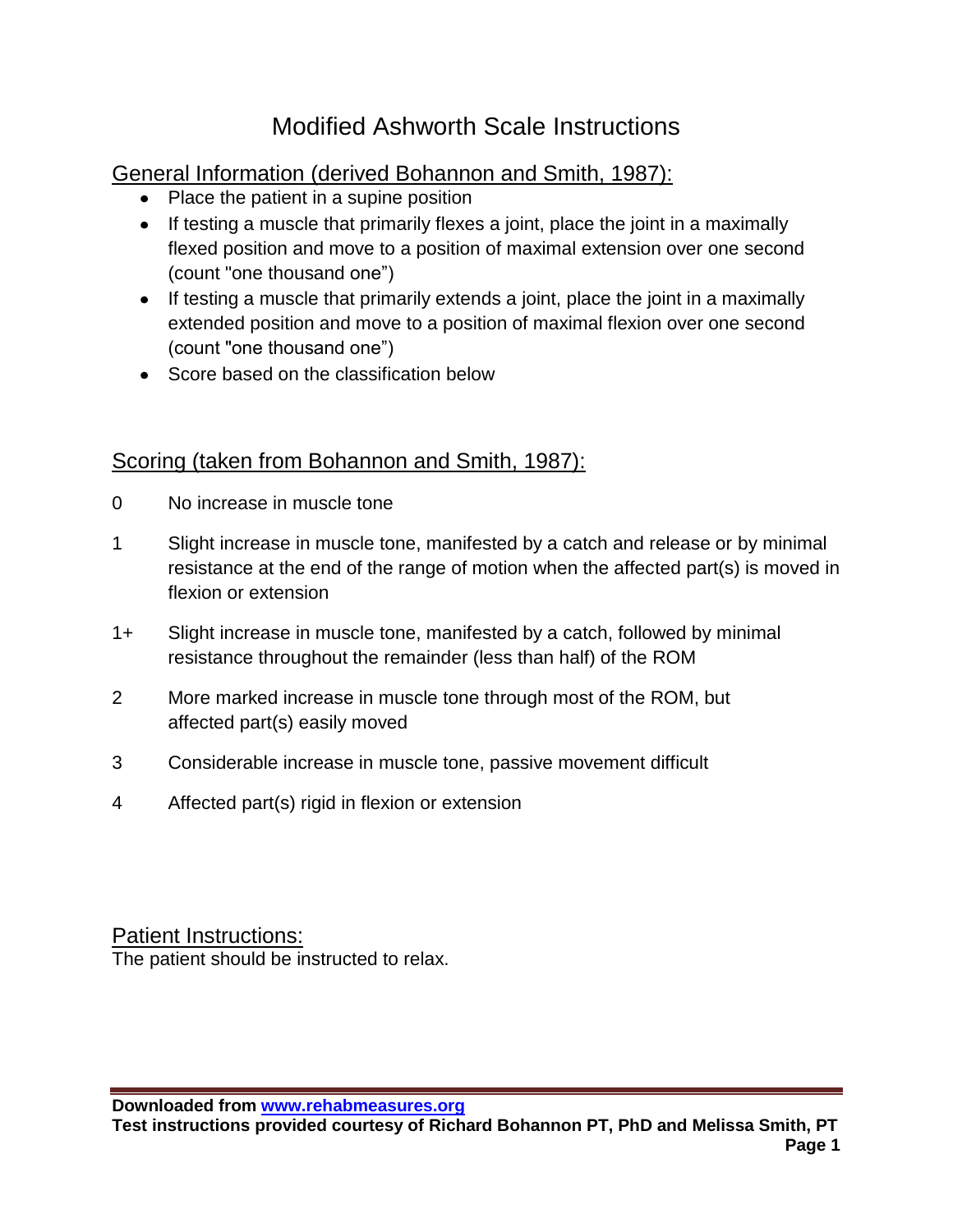# Modified Ashworth Scale Instructions

## General Information (derived Bohannon and Smith, 1987):

- Place the patient in a supine position
- If testing a muscle that primarily flexes a joint, place the joint in a maximally flexed position and move to a position of maximal extension over one second (count "one thousand one")
- If testing a muscle that primarily extends a joint, place the joint in a maximally extended position and move to a position of maximal flexion over one second (count "one thousand one")
- Score based on the classification below

## Scoring (taken from Bohannon and Smith, 1987):

0 No increase in muscle tone

1 Slight increase in muscle tone, manifested by a catch and release or by minimal resistance at the end of the range of motion when the affected part(s) is moved in flexion or extension

1+ Slight increase in muscle tone, manifested by a catch, followed by minimal resistance throughout the remainder (less than half) of the ROM

2 More marked increase in muscle tone through most of the ROM, but affected part(s) easily moved

3 Considerable increase in muscle tone, passive movement difficult

4 Affected part(s) rigid in flexion or extension

## Patient Instructions:

The patient should be instructed to relax.

**Downloaded from [www.rehabmeasures.org](http://www.rehabmeasures.org)**
**Test instructions provided courtesy of Richard Bohannon PT, PhD and Melissa Smith, PT**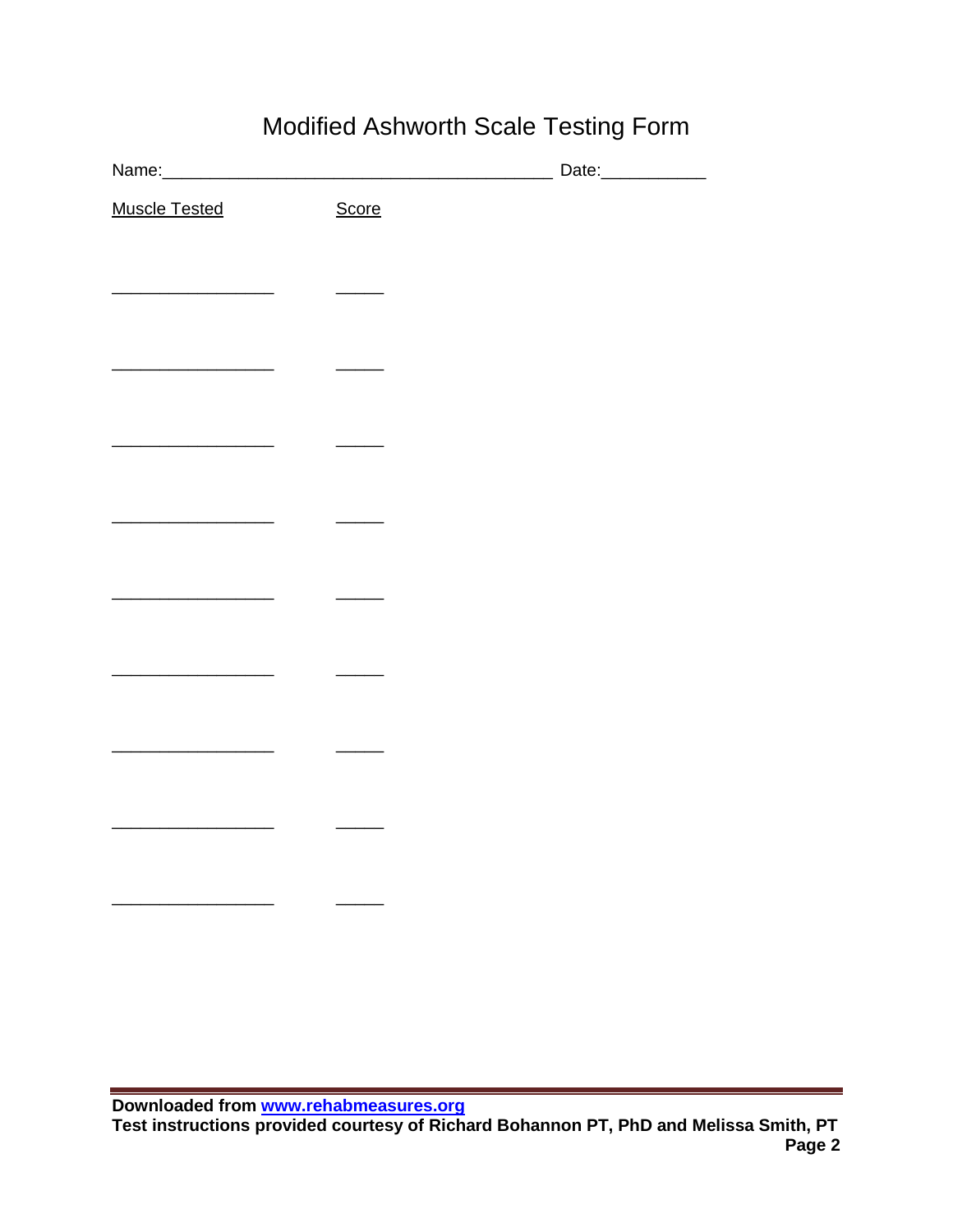# Modified Ashworth Scale Testing Form

Name:________________________________________ Date:___________

| Muscle Tested | Score |
|---|---|
| _________________ | _____ |
| _________________ | _____ |
| _________________ | _____ |
| _________________ | _____ |
| _________________ | _____ |
| _________________ | _____ |
| _________________ | _____ |
| _________________ | _____ |
| _________________ | _____ |

**Downloaded from [www.rehabmeasures.org](http://www.rehabmeasures.org)**
**Test instructions provided courtesy of Richard Bohannon PT, PhD and Melissa Smith, PT**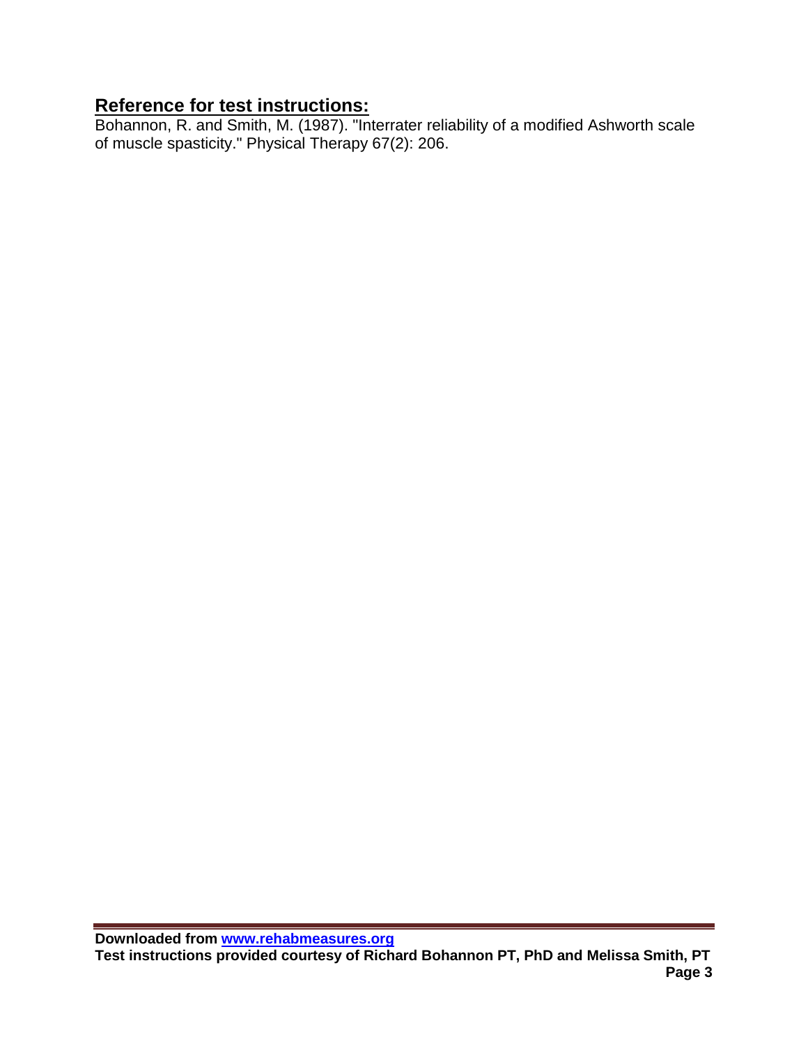## Reference for test instructions:

Bohannon, R. and Smith, M. (1987). "Interrater reliability of a modified Ashworth scale of muscle spasticity." Physical Therapy 67(2): 206.